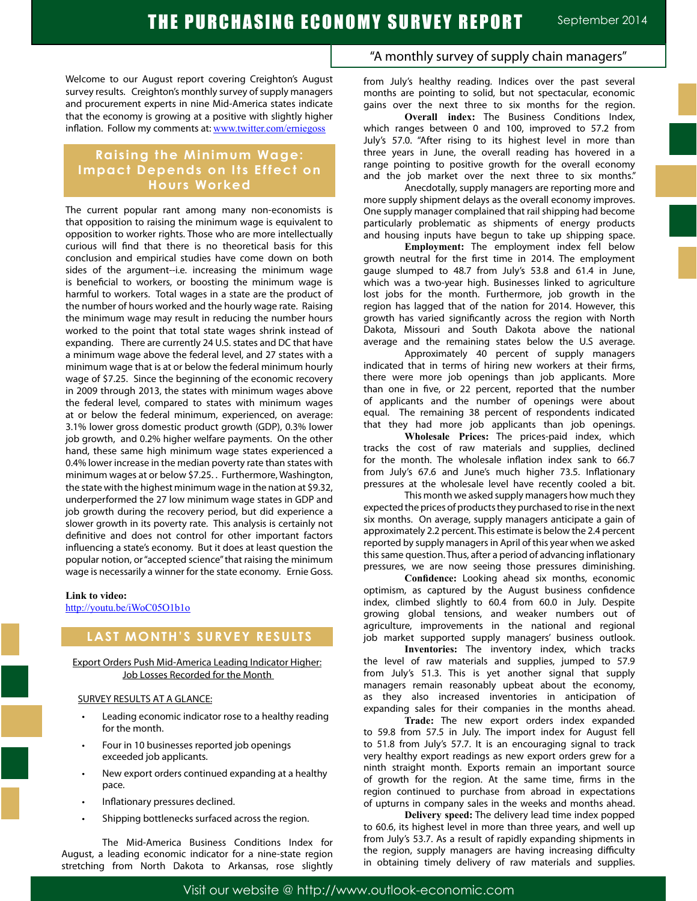# THE PURCHASING ECONOMY SURVEY REPORT

September 2014

"A monthly survey of supply chain managers"

Welcome to our August report covering Creighton's August survey results. Creighton's monthly survey of supply managers and procurement experts in nine Mid-America states indicate that the economy is growing at a positive with slightly higher inflation. Follow my comments at: [www.twitter.com/erniegoss](www.twitter.com/erniegoss)

## Raising the Minimum Wage: Impact Depends on Its Effect on Hours Worked

The current popular rant among many non-economists is that opposition to raising the minimum wage is equivalent to opposition to worker rights. Those who are more intellectually curious will find that there is no theoretical basis for this conclusion and empirical studies have come down on both sides of the argument--i.e. increasing the minimum wage is beneficial to workers, or boosting the minimum wage is harmful to workers. Total wages in a state are the product of the number of hours worked and the hourly wage rate. Raising the minimum wage may result in reducing the number hours worked to the point that total state wages shrink instead of expanding. There are currently 24 U.S. states and DC that have a minimum wage above the federal level, and 27 states with a minimum wage that is at or below the federal minimum hourly wage of $7.25. Since the beginning of the economic recovery in 2009 through 2013, the states with minimum wages above the federal level, compared to states with minimum wages at or below the federal minimum, experienced, on average: 3.1% lower gross domestic product growth (GDP), 0.3% lower job growth, and 0.2% higher welfare payments. On the other hand, these same high minimum wage states experienced a 0.4% lower increase in the median poverty rate than states with minimum wages at or below $7.25.. Furthermore, Washington, the state with the highest minimum wage in the nation at $9.32, underperformed the 27 low minimum wage states in GDP and job growth during the recovery period, but did experience a slower growth in its poverty rate. This analysis is certainly not definitive and does not control for other important factors influencing a state's economy. But it does at least question the popular notion, or "accepted science" that raising the minimum wage is necessarily a winner for the state economy. Ernie Goss.

**Link to video:**
[http://youtu.be/iWoC05O1b1o](http://youtu.be/iWoC05O1b1o)

## LAST MONTH'S SURVEY RESULTS

Export Orders Push Mid-America Leading Indicator Higher: Job Losses Recorded for the Month

SURVEY RESULTS AT A GLANCE:

- Leading economic indicator rose to a healthy reading for the month.
- Four in 10 businesses reported job openings exceeded job applicants.
- New export orders continued expanding at a healthy pace.
- Inflationary pressures declined.
- Shipping bottlenecks surfaced across the region.

The Mid-America Business Conditions Index for August, a leading economic indicator for a nine-state region stretching from North Dakota to Arkansas, rose slightly from July's healthy reading. Indices over the past several months are pointing to solid, but not spectacular, economic gains over the next three to six months for the region.

**Overall index:** The Business Conditions Index, which ranges between 0 and 100, improved to 57.2 from July's 57.0. "After rising to its highest level in more than three years in June, the overall reading has hovered in a range pointing to positive growth for the overall economy and the job market over the next three to six months."

Anecdotally, supply managers are reporting more and more supply shipment delays as the overall economy improves. One supply manager complained that rail shipping had become particularly problematic as shipments of energy products and housing inputs have begun to take up shipping space.

**Employment:** The employment index fell below growth neutral for the first time in 2014. The employment gauge slumped to 48.7 from July's 53.8 and 61.4 in June, which was a two-year high. Businesses linked to agriculture lost jobs for the month. Furthermore, job growth in the region has lagged that of the nation for 2014. However, this growth has varied significantly across the region with North Dakota, Missouri and South Dakota above the national average and the remaining states below the U.S average.

Approximately 40 percent of supply managers indicated that in terms of hiring new workers at their firms, there were more job openings than job applicants. More than one in five, or 22 percent, reported that the number of applicants and the number of openings were about equal. The remaining 38 percent of respondents indicated that they had more job applicants than job openings.

**Wholesale Prices:** The prices-paid index, which tracks the cost of raw materials and supplies, declined for the month. The wholesale inflation index sank to 66.7 from July's 67.6 and June's much higher 73.5. Inflationary pressures at the wholesale level have recently cooled a bit.

This month we asked supply managers how much they expected the prices of products they purchased to rise in the next six months. On average, supply managers anticipate a gain of approximately 2.2 percent. This estimate is below the 2.4 percent reported by supply managers in April of this year when we asked this same question. Thus, after a period of advancing inflationary pressures, we are now seeing those pressures diminishing.

**Confidence:** Looking ahead six months, economic optimism, as captured by the August business confidence index, climbed slightly to 60.4 from 60.0 in July. Despite growing global tensions, and weaker numbers out of agriculture, improvements in the national and regional job market supported supply managers' business outlook.

**Inventories:** The inventory index, which tracks the level of raw materials and supplies, jumped to 57.9 from July's 51.3. This is yet another signal that supply managers remain reasonably upbeat about the economy, as they also increased inventories in anticipation of expanding sales for their companies in the months ahead.

**Trade:** The new export orders index expanded to 59.8 from 57.5 in July. The import index for August fell to 51.8 from July's 57.7. It is an encouraging signal to track very healthy export readings as new export orders grew for a ninth straight month. Exports remain an important source of growth for the region. At the same time, firms in the region continued to purchase from abroad in expectations of upturns in company sales in the weeks and months ahead.

**Delivery speed:** The delivery lead time index popped to 60.6, its highest level in more than three years, and well up from July's 53.7. As a result of rapidly expanding shipments in the region, supply managers are having increasing difficulty in obtaining timely delivery of raw materials and supplies.

Visit our website @ http://www.outlook-economic.com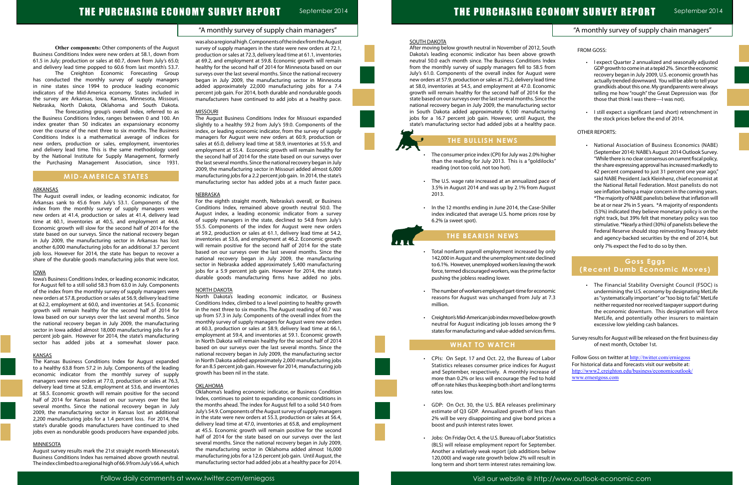**Other components:** Other components of the August Business Conditions Index were new orders at 58.1, down from 61.5 in July; production or sales at 60.7, down from July's 65.0; and delivery lead time popped to 60.6 from last month's 53.7.

The Creighton Economic Forecasting Group has conducted the monthly survey of supply managers in nine states since 1994 to produce leading economic indicators of the Mid-America economy. States included in the survey are Arkansas, Iowa, Kansas, Minnesota, Missouri, Nebraska, North Dakota, Oklahoma and South Dakota.

The forecasting group's overall index, referred to as the Business Conditions Index, ranges between 0 and 100. An index greater than 50 indicates an expansionary economy over the course of the next three to six months. The Business Conditions Index is a mathematical average of indices for new orders, production or sales, employment, inventories and delivery lead time. This is the same methodology used by the National Institute for Supply Management, formerly the Purchasing Management Association, since 1931.

## MID-AMERICA STATES

### ARKANSAS

The August overall index, or leading economic indicator, for Arkansas sank to 45.6 from July's 53.1. Components of the index from the monthly survey of supply managers were new orders at 41.4, production or sales at 41.4, delivery lead time at 60.1, inventories at 40.5, and employment at 44.6. Economic growth will slow for the second half of 2014 for the state based on our surveys. Since the national recovery began in July 2009, the manufacturing sector in Arkansas has lost another 6,000 manufacturing jobs for an additional 3.7 percent job loss. However for 2014, the state has begun to recover a share of the durable goods manufacturing jobs that were lost.

### IOWA

Iowa's Business Conditions Index, or leading economic indicator, for August fell to a still solid 58.3 from 63.0 in July. Components of the index from the monthly survey of supply managers were new orders at 57.8, production or sales at 56.9, delivery lead time at 62.2, employment at 60.0, and inventories at 54.5. Economic growth will remain healthy for the second half of 2014 for Iowa based on our surveys over the last several months. Since the national recovery began in July 2009, the manufacturing sector in Iowa added almost 18,000 manufacturing jobs for a 9 percent job gain. However for 2014, the state's manufacturing sector has added jobs at a somewhat slower pace.

### KANSAS

The Kansas Business Conditions Index for August expanded to a healthy 63.8 from 57.2 in July. Components of the leading economic indicator from the monthly survey of supply managers were new orders at 77.0, production or sales at 76.3, delivery lead time at 52.8, employment at 53.6, and inventories at 58.5. Economic growth will remain positive for the second half of 2014 for Kansas based on our surveys over the last several months. Since the national recovery began in July 2009, the manufacturing sector in Kansas lost an additional 2,200 manufacturing jobs for a 1.4 percent loss. For 2014, the state's durable goods manufacturers have continued to shed jobs even as nondurable goods producers have expanded jobs.

### MINNESOTA

August survey results mark the 21st straight month Minnesota's Business Conditions Index has remained above growth neutral. The index climbed to a regional high of 66.9 from July's 66.4, which was also a regional high. Components of the index from the August survey of supply managers in the state were new orders at 72.1, production or sales at 72.3, delivery lead time at 61.1, inventories at 69.2, and employment at 59.8. Economic growth will remain healthy for the second half of 2014 for Minnesota based on our surveys over the last several months. Since the national recovery began in July 2009, the manufacturing sector in Minnesota added approximately 22,000 manufacturing jobs for a 7.4 percent job gain. For 2014, both durable and nondurable goods manufacturers have continued to add jobs at a healthy pace.

### MISSOURI

The August Business Conditions Index for Missouri expanded slightly to a healthy 59.2 from July's 59.0. Components of the index, or leading economic indicator, from the survey of supply managers for August were new orders at 60.9, production or sales at 65.0, delivery lead time at 58.9, inventories at 55.9, and employment at 55.4. Economic growth will remain healthy for the second half of 2014 for the state based on our surveys over the last several months. Since the national recovery began in July 2009, the manufacturing sector in Missouri added almost 6,000 manufacturing jobs for a 2.2 percent job gain. In 2014, the state's manufacturing sector has added jobs at a much faster pace.

### NEBRASKA

For the eighth straight month, Nebraska's overall, or Business Conditions Index, remained above growth neutral 50.0. The August index, a leading economic indicator from a survey of supply managers in the state, declined to 54.8 from July's 55.5. Components of the index for August were new orders at 59.2, production or sales at 61.1, delivery lead time at 54.2, inventories at 53.6, and employment at 46.2. Economic growth will remain positive for the second half of 2014 for the state based on our surveys over the last several months. Since the national recovery began in July 2009, the manufacturing sector in Nebraska added approximately 5,400 manufacturing jobs for a 5.9 percent job gain. However for 2014, the state's durable goods manufacturing firms have added no jobs.

### NORTH DAKOTA

North Dakota's leading economic indicator, or Business Conditions Index, climbed to a level pointing to healthy growth in the next three to six months. The August reading of 60.7 was up from 57.3 in July. Components of the overall index from the monthly survey of supply managers for August were new orders at 60.3, production or sales at 58.9, delivery lead time at 66.1, employment at 59.4, and inventories at 59.1. Economic growth in North Dakota will remain healthy for the second half of 2014 based on our surveys over the last several months. Since the national recovery began in July 2009, the manufacturing sector in North Dakota added approximately 2,000 manufacturing jobs for an 8.5 percent job gain. However for 2014, manufacturing job growth has been nil in the state.

### OKLAHOMA

Oklahoma's leading economic indicator, or Business Condition Index, continues to point to expanding economic conditions in the months ahead. The index for August fell to a solid 54.0 from July's 54.9. Components of the August survey of supply managers in the state were new orders at 55.3, production or sales at 56.4, delivery lead time at 47.0, inventories at 65.8, and employment at 45.5. Economic growth will remain positive for the second half of 2014 for the state based on our surveys over the last several months. Since the national recovery began in July 2009, the manufacturing sector in Oklahoma added almost 16,000 manufacturing jobs for a 12.6 percent job gain. Until August, the manufacturing sector had added jobs at a healthy pace for 2014.

### SOUTH DAKOTA

After moving below growth neutral in November of 2012, South Dakota's leading economic indicator has been above growth neutral 50.0 each month since. The Business Conditions Index from the monthly survey of supply managers fell to 58.5 from July's 61.0. Components of the overall index for August were new orders at 57.9, production or sales at 75.2, delivery lead time at 58.0, inventories at 54.5, and employment at 47.0. Economic growth will remain healthy for the second half of 2014 for the state based on our surveys over the last several months. Since the national recovery began in July 2009, the manufacturing sector in South Dakota added approximately 6,100 manufacturing jobs for a 16.7 percent job gain. However, until August, the state's manufacturing sector had added jobs at a healthy pace.

## THE BULLISH NEWS

- The consumer price index (CPI) for July was 2.0% higher than the reading for July 2013. This is a "goldilocks" reading (not too cold, not too hot).
- The U.S. wage rate increased at an annualized pace of 3.5% in August 2014 and was up by 2.1% from August 2013.
- In the 12 months ending in June 2014, the Case-Shiller index indicated that average U.S. home prices rose by 6.2% (a sweet spot).

## THE BEARISH NEWS

- Total nonfarm payroll employment increased by only 142,000 in August and the unemployment rate declined to 6.1%. However, unemployed workers leaving the work force, termed discouraged workers, was the prime factor pushing the jobless reading lower.
- The number of workers employed part-time for economic reasons for August was unchanged from July at 7.3 million.
- Creighton's Mid-American job index moved below growth neutral for August indicating job losses among the 9 states for manufacturing and value-added services firms.

## WHAT TO WATCH

- CPIs: On Sept. 17 and Oct. 22, the Bureau of Labor Statistics releases consumer price indices for August and September, respectively. A monthly increase of more than 0.2% or less will encourage the Fed to hold off on rate hikes thus keeping both short and long terms rates low.
- GDP: On Oct. 30, the U.S. BEA releases preliminary estimate of Q3 GDP. Annualized growth of less than 2% will be very disappointing and give bond prices a boost and push interest rates lower.
- Jobs: On Friday Oct. 4, the U.S. Bureau of Labor Statistics (BLS) will release employment report for September. Another a relatively weak report (job additions below 120,000) and wage rate growth below 2% will result in long term and short term interest rates remaining low.

FROM GOSS:

- I expect Quarter 2 annualized and seasonally adjusted GDP growth to come in at a tepid 2%. Since the economic recovery began in July 2009, U.S. economic growth has actually trended downward. You will be able to tell your grandkids about this one. My grandparents were always telling me how "rough" the Great Depression was (for those that think I was there—I was not).
- I still expect a significant (and short) retrenchment in the stock prices before the end of 2014.

OTHER REPORTS:

- National Association of Business Economics (NABE) (September 2014): NABE's August 2014 Outlook Survey. "While there is no clear consensus on current fiscal policy, the share expressing approval has increased markedly to 42 percent compared to just 31 percent one year ago," said NABE President Jack Kleinhenz, chief economist at the National Retail Federation. Most panelists do not see inflation being a major concern in the coming years. *The majority of NABE panelists believe that inflation will be at or near 2% in 5 years. *A majority of respondents (53%) indicated they believe monetary policy is on the right track, but 39% felt that monetary policy was too stimulative. *Nearly a third (30%) of panelists believe the Federal Reserve should stop reinvesting Treasury debt and agency-backed securities by the end of 2014, but only 7% expect the Fed to do so by then.

## Goss Eggs (Recent Dumb Economic Moves)

- The Financial Stability Oversight Council (FSOC) is undermining the U.S. economy by designating MetLife as "systematically important" or "too big to fail." MetLife neither requested nor received taxpayer support during the economic downturn. This designation will force MetLife, and potentially other insurers to maintain excessive low yielding cash balances.

Survey results for August will be released on the first business day of next month, October 1st.

Follow Goss on twitter at http://twitter.com/erniegoss
For historical data and forecasts visit our website at:
http://www2.creighton.edu/business/economicoutlook/
www.ernestgoss.com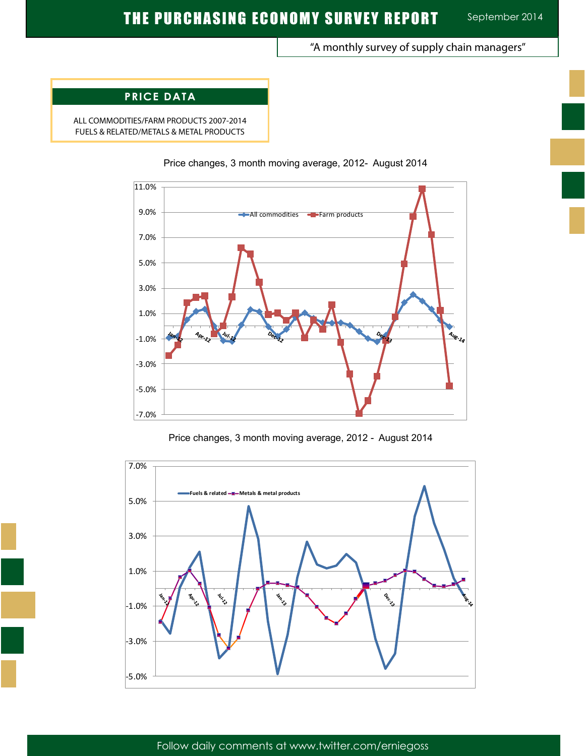# THE PURCHASING ECONOMY SURVEY REPORT

September 2014

"A monthly survey of supply chain managers"

## PRICE DATA

ALL COMMODITIES/FARM PRODUCTS 2007-2014
FUELS & RELATED/METALS & METAL PRODUCTS

Price changes, 3 month moving average, 2012- August 2014

11.0%
9.0%
7.0%
5.0%
3.0%
1.0%
-1.0%
-3.0%
-5.0%
-7.0%

All commodities
Farm products

Jan-12
Apr-12
Jul-12
Dec-12
Dec-13
Aug-14

Price changes, 3 month moving average, 2012 - August 2014

7.0%
5.0%
3.0%
1.0%
-1.0%
-3.0%
-5.0%

Fuels & related
Metals & metal products

Jan-12
Apr-12
Jul-12
Jan-13
Dec-13
Aug-14

Follow daily comments at www.twitter.com/erniegoss